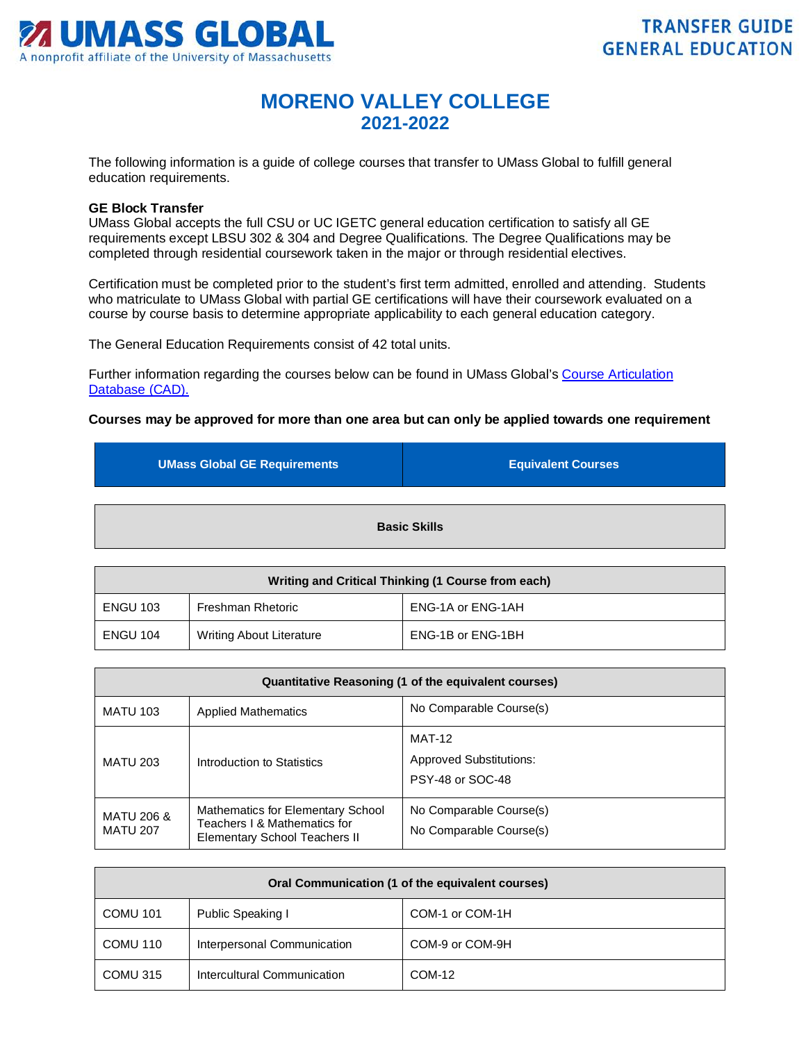UMASS GLOBAL
A nonprofit affiliate of the University of Massachusetts

TRANSFER GUIDE
GENERAL EDUCATION

# MORENO VALLEY COLLEGE
## 2021-2022

The following information is a guide of college courses that transfer to UMass Global to fulfill general education requirements.

**GE Block Transfer**
UMass Global accepts the full CSU or UC IGETC general education certification to satisfy all GE requirements except LBSU 302 & 304 and Degree Qualifications. The Degree Qualifications may be completed through residential coursework taken in the major or through residential electives.

Certification must be completed prior to the student's first term admitted, enrolled and attending. Students who matriculate to UMass Global with partial GE certifications will have their coursework evaluated on a course by course basis to determine appropriate applicability to each general education category.

The General Education Requirements consist of 42 total units.

Further information regarding the courses below can be found in UMass Global's [Course Articulation Database (CAD).]

**Courses may be approved for more than one area but can only be applied towards one requirement**

| UMass Global GE Requirements | | Equivalent Courses |
|---|---|---|
| **Basic Skills** | | |
| **Writing and Critical Thinking (1 Course from each)** | | |
| ENGU 103 | Freshman Rhetoric | ENG-1A or ENG-1AH |
| ENGU 104 | Writing About Literature | ENG-1B or ENG-1BH |
| **Quantitative Reasoning (1 of the equivalent courses)** | | |
| MATU 103 | Applied Mathematics | No Comparable Course(s) |
| MATU 203 | Introduction to Statistics | MAT-12<br>Approved Substitutions:<br>PSY-48 or SOC-48 |
| MATU 206 & MATU 207 | Mathematics for Elementary School Teachers I & Mathematics for Elementary School Teachers II | No Comparable Course(s)<br>No Comparable Course(s) |
| **Oral Communication (1 of the equivalent courses)** | | |
| COMU 101 | Public Speaking I | COM-1 or COM-1H |
| COMU 110 | Interpersonal Communication | COM-9 or COM-9H |
| COMU 315 | Intercultural Communication | COM-12 |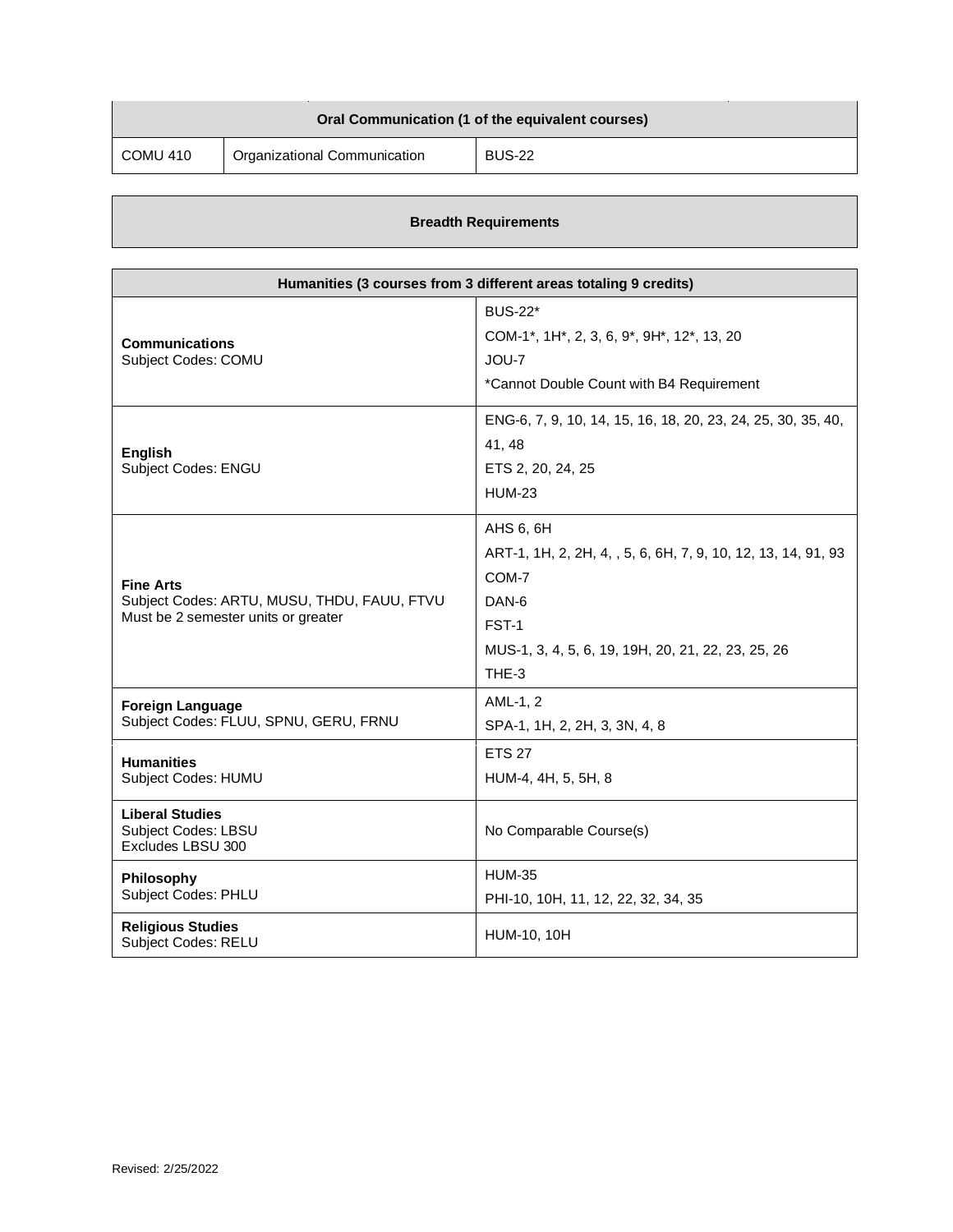| Oral Communication (1 of the equivalent courses) | | |
|---|---|---|
| COMU 410 | Organizational Communication | BUS-22 |

| Breadth Requirements |
|---|

| Humanities (3 courses from 3 different areas totaling 9 credits) | |
|---|---|
| **Communications**<br>Subject Codes: COMU | BUS-22*<br>COM-1*, 1H*, 2, 3, 6, 9*, 9H*, 12*, 13, 20<br>JOU-7<br>*Cannot Double Count with B4 Requirement |
| **English**<br>Subject Codes: ENGU | ENG-6, 7, 9, 10, 14, 15, 16, 18, 20, 23, 24, 25, 30, 35, 40, 41, 48<br>ETS 2, 20, 24, 25<br>HUM-23 |
| **Fine Arts**<br>Subject Codes: ARTU, MUSU, THDU, FAUU, FTVU<br>Must be 2 semester units or greater | AHS 6, 6H<br>ART-1, 1H, 2, 2H, 4, , 5, 6, 6H, 7, 9, 10, 12, 13, 14, 91, 93<br>COM-7<br>DAN-6<br>FST-1<br>MUS-1, 3, 4, 5, 6, 19, 19H, 20, 21, 22, 23, 25, 26<br>THE-3 |
| **Foreign Language**<br>Subject Codes: FLUU, SPNU, GERU, FRNU | AML-1, 2<br>SPA-1, 1H, 2, 2H, 3, 3N, 4, 8 |
| **Humanities**<br>Subject Codes: HUMU | ETS 27<br>HUM-4, 4H, 5, 5H, 8 |
| **Liberal Studies**<br>Subject Codes: LBSU<br>Excludes LBSU 300 | No Comparable Course(s) |
| **Philosophy**<br>Subject Codes: PHLU | HUM-35<br>PHI-10, 10H, 11, 12, 22, 32, 34, 35 |
| **Religious Studies**<br>Subject Codes: RELU | HUM-10, 10H |

Revised: 2/25/2022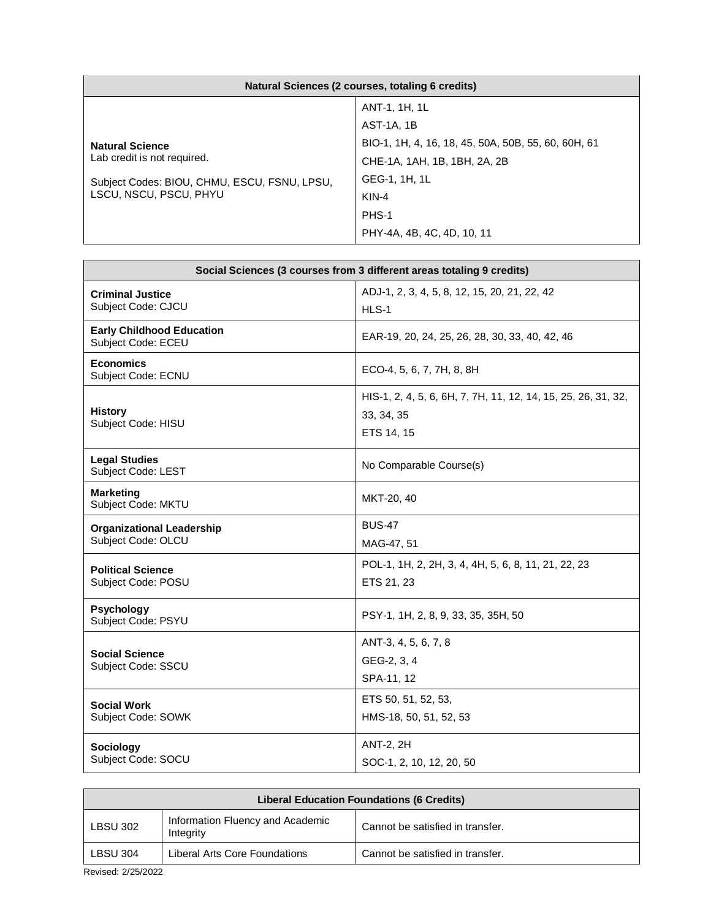| Natural Sciences (2 courses, totaling 6 credits) | |
|---|---|
| **Natural Science**<br>Lab credit is not required.<br><br>Subject Codes: BIOU, CHMU, ESCU, FSNU, LPSU, LSCU, NSCU, PSCU, PHYU | ANT-1, 1H, 1L<br>AST-1A, 1B<br>BIO-1, 1H, 4, 16, 18, 45, 50A, 50B, 55, 60, 60H, 61<br>CHE-1A, 1AH, 1B, 1BH, 2A, 2B<br>GEG-1, 1H, 1L<br>KIN-4<br>PHS-1<br>PHY-4A, 4B, 4C, 4D, 10, 11 |

| Social Sciences (3 courses from 3 different areas totaling 9 credits) | |
|---|---|
| **Criminal Justice**<br>Subject Code: CJCU | ADJ-1, 2, 3, 4, 5, 8, 12, 15, 20, 21, 22, 42<br>HLS-1 |
| **Early Childhood Education**<br>Subject Code: ECEU | EAR-19, 20, 24, 25, 26, 28, 30, 33, 40, 42, 46 |
| **Economics**<br>Subject Code: ECNU | ECO-4, 5, 6, 7, 7H, 8, 8H |
| **History**<br>Subject Code: HISU | HIS-1, 2, 4, 5, 6, 6H, 7, 7H, 11, 12, 14, 15, 25, 26, 31, 32, 33, 34, 35<br>ETS 14, 15 |
| **Legal Studies**<br>Subject Code: LEST | No Comparable Course(s) |
| **Marketing**<br>Subject Code: MKTU | MKT-20, 40 |
| **Organizational Leadership**<br>Subject Code: OLCU | BUS-47<br>MAG-47, 51 |
| **Political Science**<br>Subject Code: POSU | POL-1, 1H, 2, 2H, 3, 4, 4H, 5, 6, 8, 11, 21, 22, 23<br>ETS 21, 23 |
| **Psychology**<br>Subject Code: PSYU | PSY-1, 1H, 2, 8, 9, 33, 35, 35H, 50 |
| **Social Science**<br>Subject Code: SSCU | ANT-3, 4, 5, 6, 7, 8<br>GEG-2, 3, 4<br>SPA-11, 12 |
| **Social Work**<br>Subject Code: SOWK | ETS 50, 51, 52, 53,<br>HMS-18, 50, 51, 52, 53 |
| **Sociology**<br>Subject Code: SOCU | ANT-2, 2H<br>SOC-1, 2, 10, 12, 20, 50 |

| Liberal Education Foundations (6 Credits) | | |
|---|---|---|
| LBSU 302 | Information Fluency and Academic Integrity | Cannot be satisfied in transfer. |
| LBSU 304 | Liberal Arts Core Foundations | Cannot be satisfied in transfer. |

Revised: 2/25/2022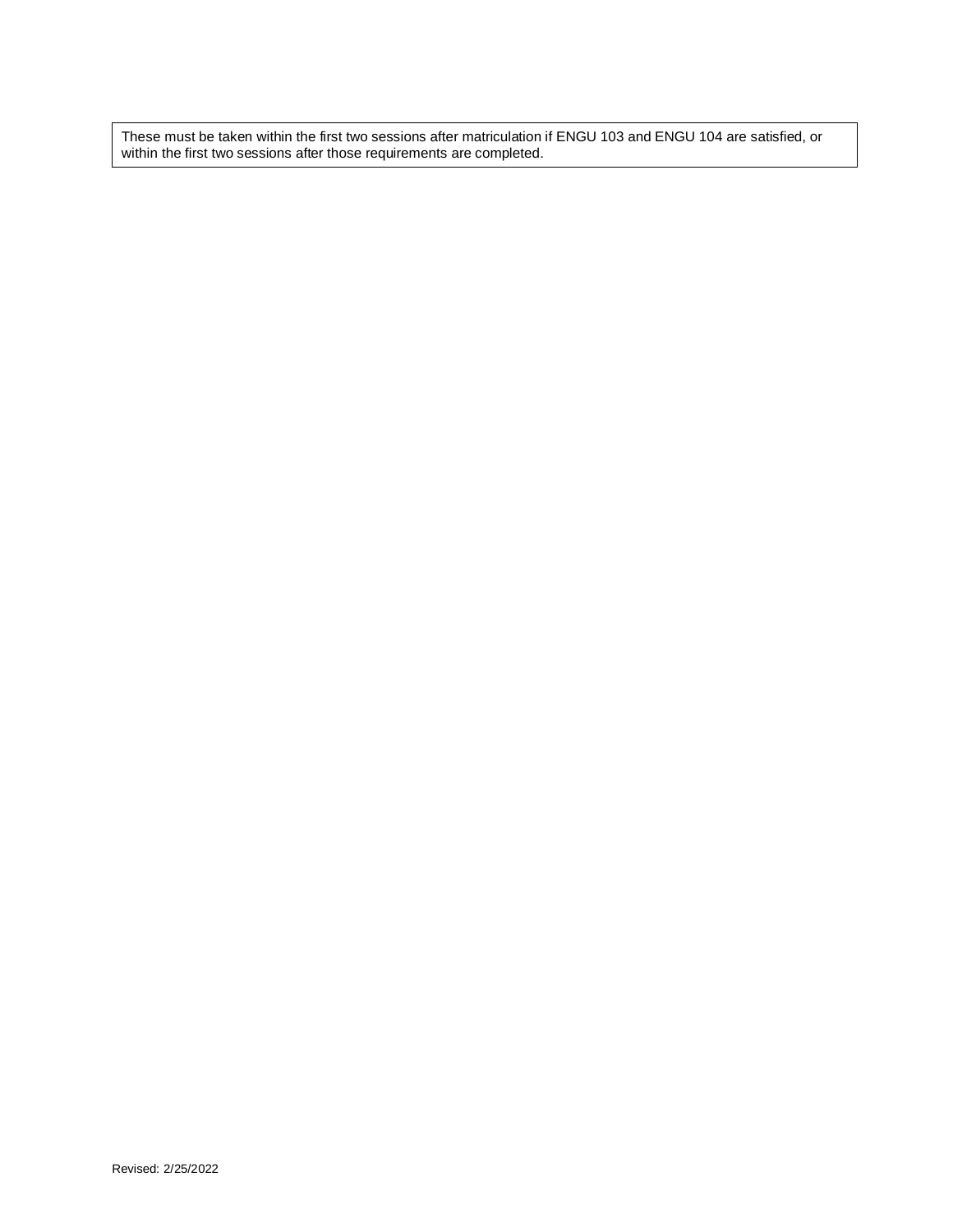These must be taken within the first two sessions after matriculation if ENGU 103 and ENGU 104 are satisfied, or within the first two sessions after those requirements are completed.

Revised: 2/25/2022